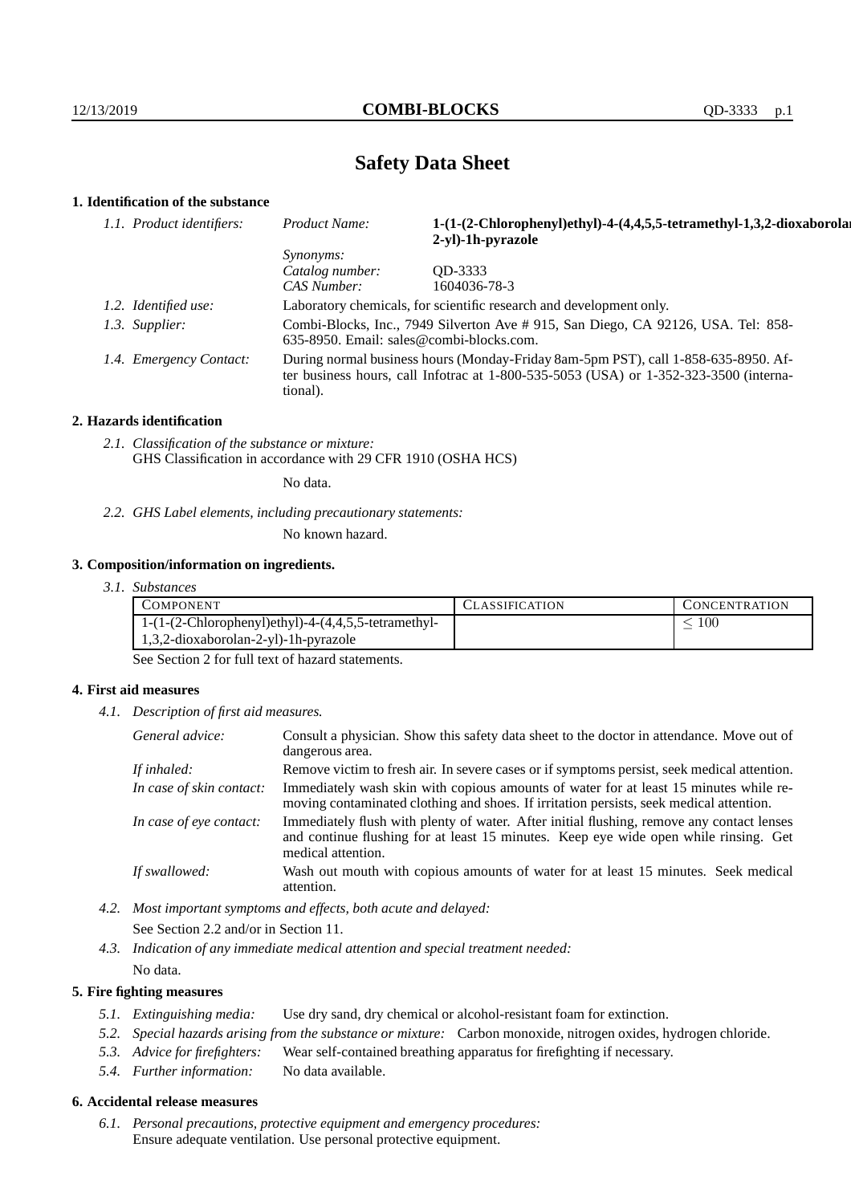# Safety Data Sheet

## 1. Identification of the substance

| | | |
|---|---|---|
| *1.1. Product identifiers:* | *Product Name:* | **1-(1-(2-Chlorophenyl)ethyl)-4-(4,4,5,5-tetramethyl-1,3,2-dioxaborolan-2-yl)-1h-pyrazole** |
| | *Synonyms:* | |
| | *Catalog number:* | QD-3333 |
| | *CAS Number:* | 1604036-78-3 |
| *1.2. Identified use:* | Laboratory chemicals, for scientific research and development only. | |
| *1.3. Supplier:* | Combi-Blocks, Inc., 7949 Silverton Ave # 915, San Diego, CA 92126, USA. Tel: 858-635-8950. Email: sales@combi-blocks.com. | |
| *1.4. Emergency Contact:* | During normal business hours (Monday-Friday 8am-5pm PST), call 1-858-635-8950. After business hours, call Infotrac at 1-800-535-5053 (USA) or 1-352-323-3500 (international). | |

## 2. Hazards identification

*2.1. Classification of the substance or mixture:*
GHS Classification in accordance with 29 CFR 1910 (OSHA HCS)

No data.

*2.2. GHS Label elements, including precautionary statements:*

No known hazard.

## 3. Composition/information on ingredients.

*3.1. Substances*

| COMPONENT | CLASSIFICATION | CONCENTRATION |
|---|---|---|
| 1-(1-(2-Chlorophenyl)ethyl)-4-(4,4,5,5-tetramethyl-1,3,2-dioxaborolan-2-yl)-1h-pyrazole | | $\leq 100$ |

See Section 2 for full text of hazard statements.

## 4. First aid measures

*4.1. Description of first aid measures.*

| | |
|---|---|
| *General advice:* | Consult a physician. Show this safety data sheet to the doctor in attendance. Move out of dangerous area. |
| *If inhaled:* | Remove victim to fresh air. In severe cases or if symptoms persist, seek medical attention. |
| *In case of skin contact:* | Immediately wash skin with copious amounts of water for at least 15 minutes while removing contaminated clothing and shoes. If irritation persists, seek medical attention. |
| *In case of eye contact:* | Immediately flush with plenty of water. After initial flushing, remove any contact lenses and continue flushing for at least 15 minutes. Keep eye wide open while rinsing. Get medical attention. |
| *If swallowed:* | Wash out mouth with copious amounts of water for at least 15 minutes. Seek medical attention. |

*4.2. Most important symptoms and effects, both acute and delayed:*

See Section 2.2 and/or in Section 11.

*4.3. Indication of any immediate medical attention and special treatment needed:*

No data.

## 5. Fire fighting measures

*5.1. Extinguishing media:* Use dry sand, dry chemical or alcohol-resistant foam for extinction.

*5.2. Special hazards arising from the substance or mixture:* Carbon monoxide, nitrogen oxides, hydrogen chloride.

*5.3. Advice for firefighters:* Wear self-contained breathing apparatus for firefighting if necessary.

*5.4. Further information:* No data available.

## 6. Accidental release measures

*6.1. Personal precautions, protective equipment and emergency procedures:*
Ensure adequate ventilation. Use personal protective equipment.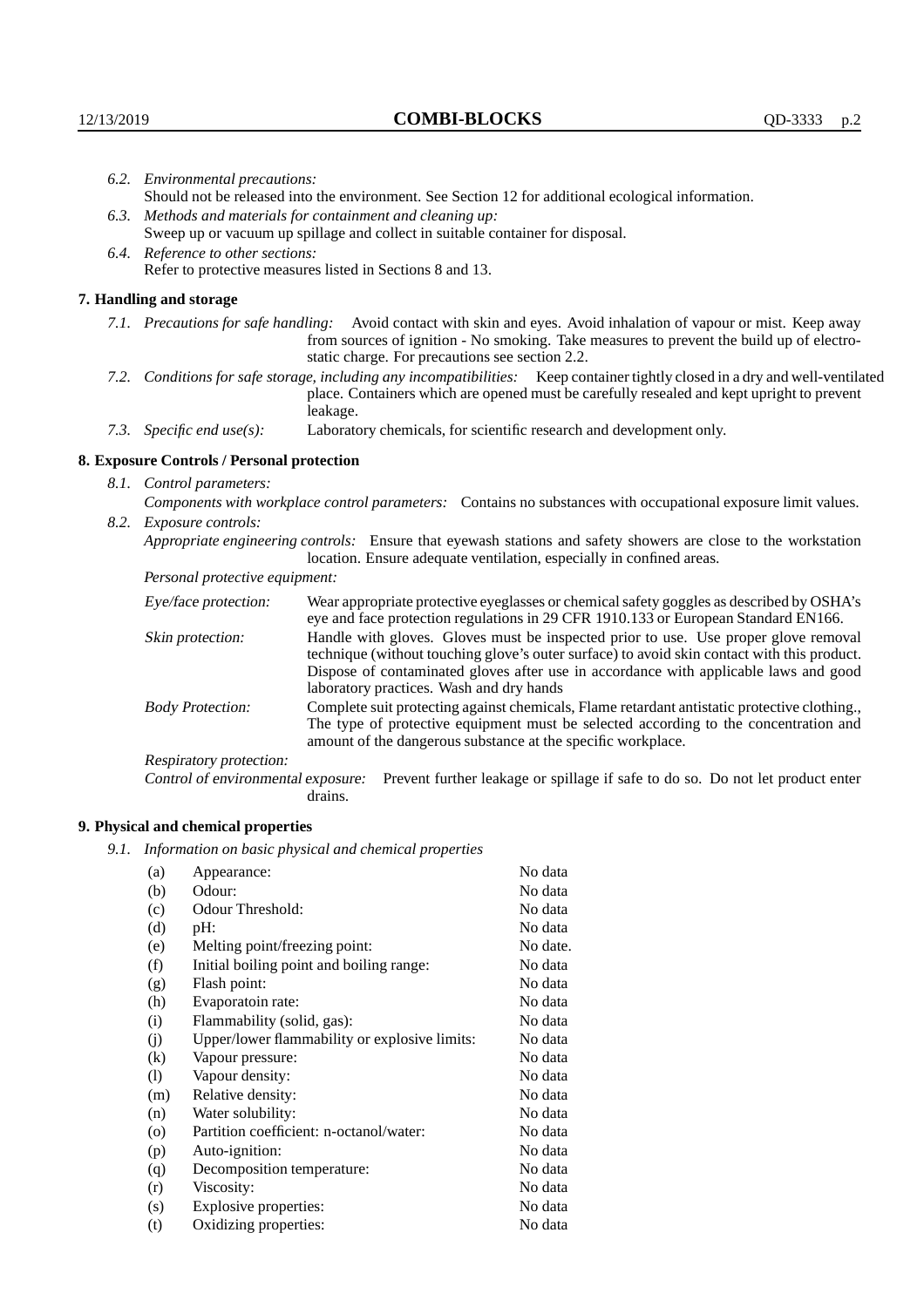*6.2. Environmental precautions:*
Should not be released into the environment. See Section 12 for additional ecological information.

*6.3. Methods and materials for containment and cleaning up:*
Sweep up or vacuum up spillage and collect in suitable container for disposal.

*6.4. Reference to other sections:*
Refer to protective measures listed in Sections 8 and 13.

## 7. Handling and storage

*7.1. Precautions for safe handling:* Avoid contact with skin and eyes. Avoid inhalation of vapour or mist. Keep away from sources of ignition - No smoking. Take measures to prevent the build up of electrostatic charge. For precautions see section 2.2.

*7.2. Conditions for safe storage, including any incompatibilities:* Keep container tightly closed in a dry and well-ventilated place. Containers which are opened must be carefully resealed and kept upright to prevent leakage.

*7.3. Specific end use(s):* Laboratory chemicals, for scientific research and development only.

## 8. Exposure Controls / Personal protection

*8.1. Control parameters:*
*Components with workplace control parameters:* Contains no substances with occupational exposure limit values.

*8.2. Exposure controls:*
*Appropriate engineering controls:* Ensure that eyewash stations and safety showers are close to the workstation location. Ensure adequate ventilation, especially in confined areas.

*Personal protective equipment:*

*Eye/face protection:* Wear appropriate protective eyeglasses or chemical safety goggles as described by OSHA's eye and face protection regulations in 29 CFR 1910.133 or European Standard EN166.

*Skin protection:* Handle with gloves. Gloves must be inspected prior to use. Use proper glove removal technique (without touching glove's outer surface) to avoid skin contact with this product. Dispose of contaminated gloves after use in accordance with applicable laws and good laboratory practices. Wash and dry hands

*Body Protection:* Complete suit protecting against chemicals, Flame retardant antistatic protective clothing., The type of protective equipment must be selected according to the concentration and amount of the dangerous substance at the specific workplace.

*Respiratory protection:*

*Control of environmental exposure:* Prevent further leakage or spillage if safe to do so. Do not let product enter drains.

## 9. Physical and chemical properties

*9.1. Information on basic physical and chemical properties*

| | | |
|---|---|---|
| (a) | Appearance: | No data |
| (b) | Odour: | No data |
| (c) | Odour Threshold: | No data |
| (d) | pH: | No data |
| (e) | Melting point/freezing point: | No date. |
| (f) | Initial boiling point and boiling range: | No data |
| (g) | Flash point: | No data |
| (h) | Evaporatoin rate: | No data |
| (i) | Flammability (solid, gas): | No data |
| (j) | Upper/lower flammability or explosive limits: | No data |
| (k) | Vapour pressure: | No data |
| (l) | Vapour density: | No data |
| (m) | Relative density: | No data |
| (n) | Water solubility: | No data |
| (o) | Partition coefficient: n-octanol/water: | No data |
| (p) | Auto-ignition: | No data |
| (q) | Decomposition temperature: | No data |
| (r) | Viscosity: | No data |
| (s) | Explosive properties: | No data |
| (t) | Oxidizing properties: | No data |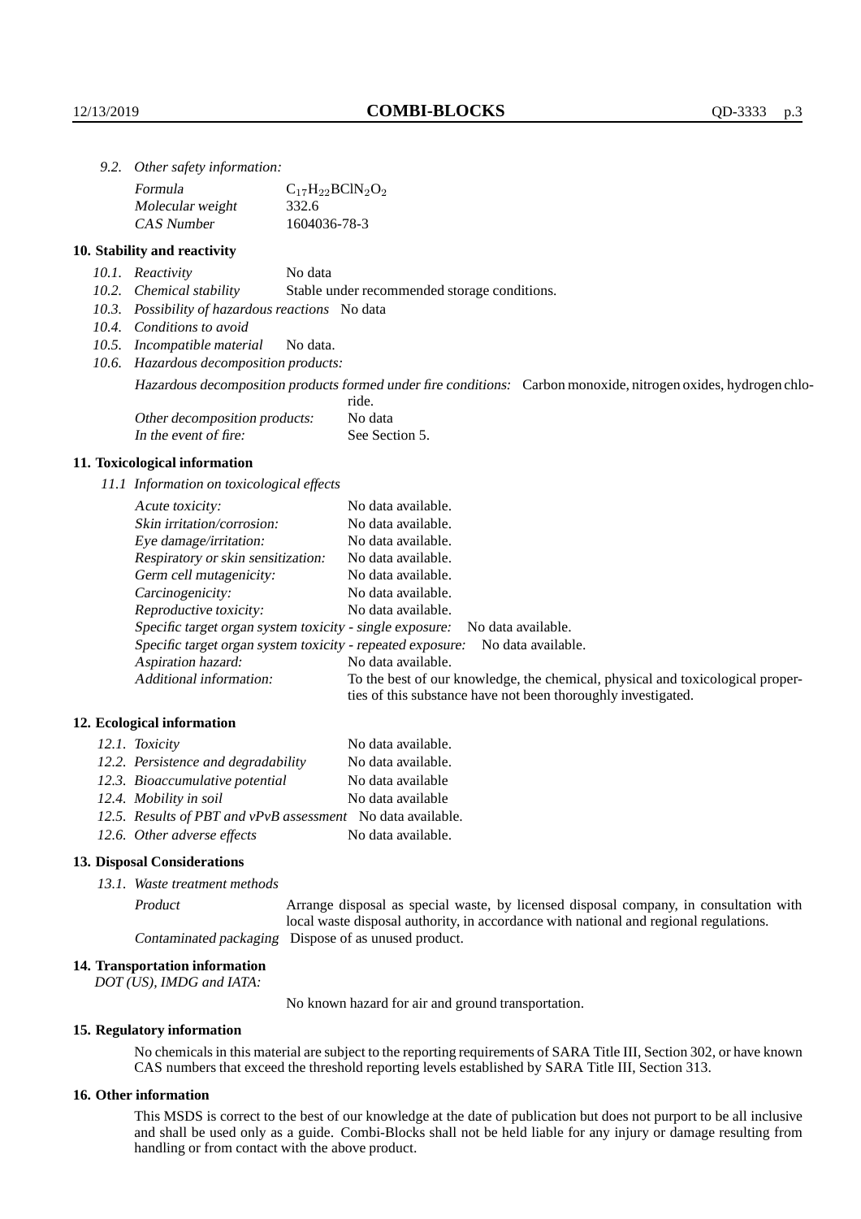*9.2. Other safety information:*

| | |
|---|---|
| *Formula* | $C_{17}H_{22}BClN_2O_2$ |
| *Molecular weight* | 332.6 |
| *CAS Number* | 1604036-78-3 |

## 10. Stability and reactivity

*10.1. Reactivity* No data

*10.2. Chemical stability* Stable under recommended storage conditions.

*10.3. Possibility of hazardous reactions* No data

*10.4. Conditions to avoid*

*10.5. Incompatible material* No data.

*10.6. Hazardous decomposition products:*

*Hazardous decomposition products formed under fire conditions:* Carbon monoxide, nitrogen oxides, hydrogen chloride.

*Other decomposition products:* No data

*In the event of fire:* See Section 5.

## 11. Toxicological information

*11.1 Information on toxicological effects*

| | |
|---|---|
| *Acute toxicity:* | No data available. |
| *Skin irritation/corrosion:* | No data available. |
| *Eye damage/irritation:* | No data available. |
| *Respiratory or skin sensitization:* | No data available. |
| *Germ cell mutagenicity:* | No data available. |
| *Carcinogenicity:* | No data available. |
| *Reproductive toxicity:* | No data available. |
| *Specific target organ system toxicity - single exposure:* | No data available. |
| *Specific target organ system toxicity - repeated exposure:* | No data available. |
| *Aspiration hazard:* | No data available. |
| *Additional information:* | To the best of our knowledge, the chemical, physical and toxicological properties of this substance have not been thoroughly investigated. |

## 12. Ecological information

| | |
|---|---|
| *12.1. Toxicity* | No data available. |
| *12.2. Persistence and degradability* | No data available. |
| *12.3. Bioaccumulative potential* | No data available |
| *12.4. Mobility in soil* | No data available |
| *12.5. Results of PBT and vPvB assessment* | No data available. |
| *12.6. Other adverse effects* | No data available. |

## 13. Disposal Considerations

*13.1. Waste treatment methods*

*Product* Arrange disposal as special waste, by licensed disposal company, in consultation with local waste disposal authority, in accordance with national and regional regulations.

*Contaminated packaging* Dispose of as unused product.

## 14. Transportation information

*DOT (US), IMDG and IATA:*

No known hazard for air and ground transportation.

## 15. Regulatory information

No chemicals in this material are subject to the reporting requirements of SARA Title III, Section 302, or have known CAS numbers that exceed the threshold reporting levels established by SARA Title III, Section 313.

## 16. Other information

This MSDS is correct to the best of our knowledge at the date of publication but does not purport to be all inclusive and shall be used only as a guide. Combi-Blocks shall not be held liable for any injury or damage resulting from handling or from contact with the above product.